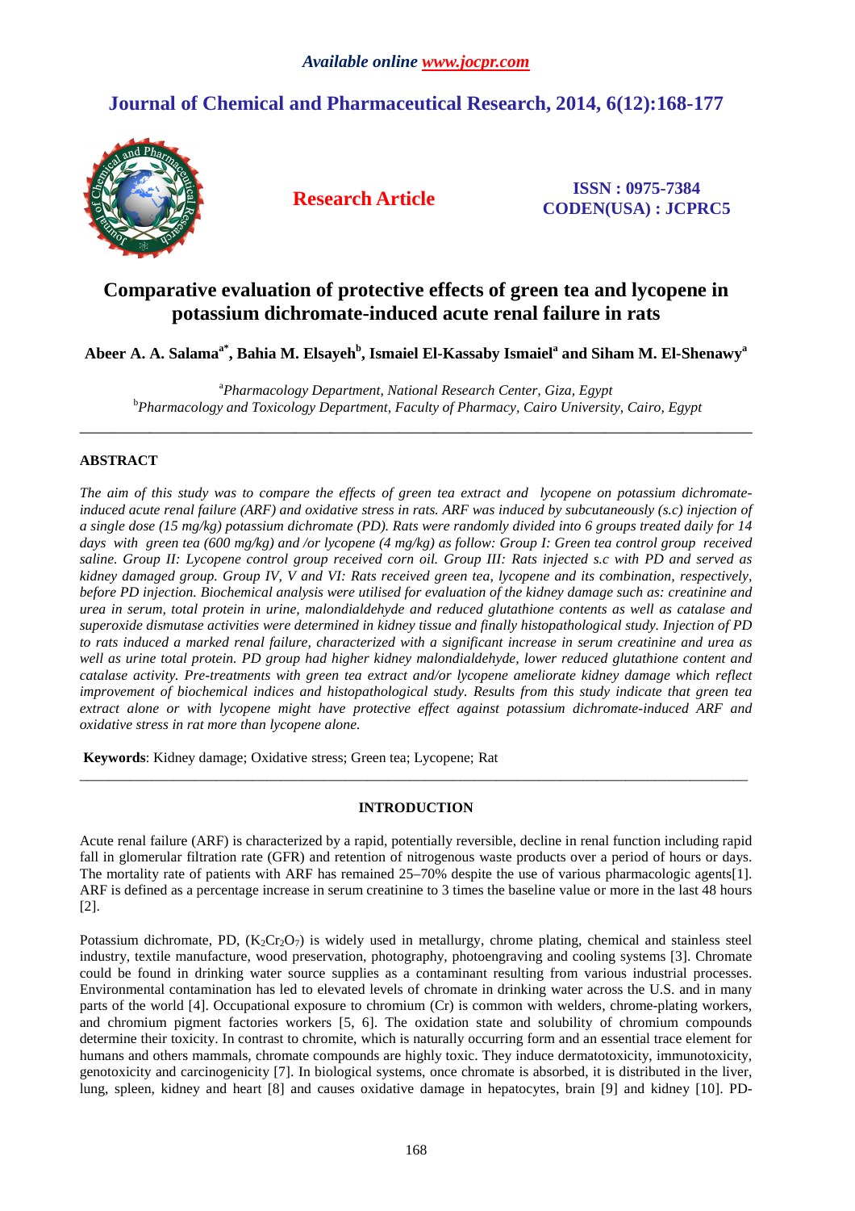*Available online www.jocpr.com*

# Journal of Chemical and Pharmaceutical Research, 2014, 6(12):168-177

**Research Article**

**ISSN : 0975-7384**
**CODEN(USA) : JCPRC5**

## Comparative evaluation of protective effects of green tea and lycopene in potassium dichromate-induced acute renal failure in rats

**Abeer A. A. Salama[a*], Bahia M. Elsayeh[b], Ismaiel El-Kassaby Ismaiel[a] and Siham M. El-Shenawy[a]**

[a]*Pharmacology Department, National Research Center, Giza, Egypt*
[b]*Pharmacology and Toxicology Department, Faculty of Pharmacy, Cairo University, Cairo, Egypt*

---

## ABSTRACT

*The aim of this study was to compare the effects of green tea extract and lycopene on potassium dichromate-induced acute renal failure (ARF) and oxidative stress in rats. ARF was induced by subcutaneously (s.c) injection of a single dose (15 mg/kg) potassium dichromate (PD). Rats were randomly divided into 6 groups treated daily for 14 days with green tea (600 mg/kg) and /or lycopene (4 mg/kg) as follow: Group I: Green tea control group received saline. Group II: Lycopene control group received corn oil. Group III: Rats injected s.c with PD and served as kidney damaged group. Group IV, V and VI: Rats received green tea, lycopene and its combination, respectively, before PD injection. Biochemical analysis were utilised for evaluation of the kidney damage such as: creatinine and urea in serum, total protein in urine, malondialdehyde and reduced glutathione contents as well as catalase and superoxide dismutase activities were determined in kidney tissue and finally histopathological study. Injection of PD to rats induced a marked renal failure, characterized with a significant increase in serum creatinine and urea as well as urine total protein. PD group had higher kidney malondialdehyde, lower reduced glutathione content and catalase activity. Pre-treatments with green tea extract and/or lycopene ameliorate kidney damage which reflect improvement of biochemical indices and histopathological study. Results from this study indicate that green tea extract alone or with lycopene might have protective effect against potassium dichromate-induced ARF and oxidative stress in rat more than lycopene alone.*

**Keywords**: Kidney damage; Oxidative stress; Green tea; Lycopene; Rat

---

## INTRODUCTION

Acute renal failure (ARF) is characterized by a rapid, potentially reversible, decline in renal function including rapid fall in glomerular filtration rate (GFR) and retention of nitrogenous waste products over a period of hours or days. The mortality rate of patients with ARF has remained 25–70% despite the use of various pharmacologic agents[1]. ARF is defined as a percentage increase in serum creatinine to 3 times the baseline value or more in the last 48 hours [2].

Potassium dichromate, PD, ($K_2Cr_2O_7$) is widely used in metallurgy, chrome plating, chemical and stainless steel industry, textile manufacture, wood preservation, photography, photoengraving and cooling systems [3]. Chromate could be found in drinking water source supplies as a contaminant resulting from various industrial processes. Environmental contamination has led to elevated levels of chromate in drinking water across the U.S. and in many parts of the world [4]. Occupational exposure to chromium (Cr) is common with welders, chrome-plating workers, and chromium pigment factories workers [5, 6]. The oxidation state and solubility of chromium compounds determine their toxicity. In contrast to chromite, which is naturally occurring form and an essential trace element for humans and others mammals, chromate compounds are highly toxic. They induce dermatotoxicity, immunotoxicity, genotoxicity and carcinogenicity [7]. In biological systems, once chromate is absorbed, it is distributed in the liver, lung, spleen, kidney and heart [8] and causes oxidative damage in hepatocytes, brain [9] and kidney [10]. PD-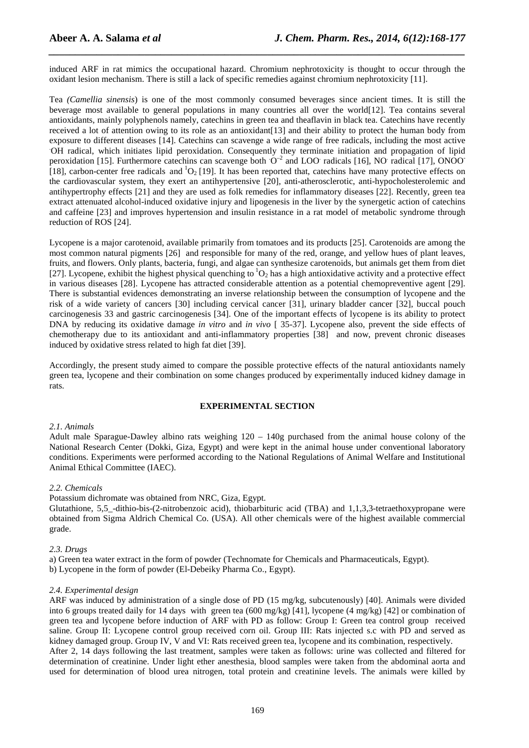induced ARF in rat mimics the occupational hazard. Chromium nephrotoxicity is thought to occur through the oxidant lesion mechanism. There is still a lack of specific remedies against chromium nephrotoxicity [11].

Tea *(Camellia sinensis*) is one of the most commonly consumed beverages since ancient times. It is still the beverage most available to general populations in many countries all over the world[12]. Tea contains several antioxidants, mainly polyphenols namely, catechins in green tea and theaflavin in black tea. Catechins have recently received a lot of attention owing to its role as an antioxidant[13] and their ability to protect the human body from exposure to different diseases [14]. Catechins can scavenge a wide range of free radicals, including the most active $^{\cdot}OH$ radical, which initiates lipid peroxidation. Consequently they terminate initiation and propagation of lipid peroxidation [15]. Furthermore catechins can scavenge both $^{\cdot}O^{-2}$ and $LOO^{\cdot}$ radicals [16], $NO^{\cdot}$ radical [17], $ONOO^{-}$ [18], carbon-center free radicals and $^{1}O_2$ [19]. It has been reported that, catechins have many protective effects on the cardiovascular system, they exert an antihypertensive [20], anti-atherosclerotic, anti-hypocholesterolemic and antihypertrophy effects [21] and they are used as folk remedies for inflammatory diseases [22]. Recently, green tea extract attenuated alcohol-induced oxidative injury and lipogenesis in the liver by the synergetic action of catechins and caffeine [23] and improves hypertension and insulin resistance in a rat model of metabolic syndrome through reduction of ROS [24].

Lycopene is a major carotenoid, available primarily from tomatoes and its products [25]. Carotenoids are among the most common natural pigments [26] and responsible for many of the red, orange, and yellow hues of plant leaves, fruits, and flowers. Only plants, bacteria, fungi, and algae can synthesize carotenoids, but animals get them from diet [27]. Lycopene, exhibit the highest physical quenching to $^{1}O_2$ has a high antioxidative activity and a protective effect in various diseases [28]. Lycopene has attracted considerable attention as a potential chemopreventive agent [29]. There is substantial evidences demonstrating an inverse relationship between the consumption of lycopene and the risk of a wide variety of cancers [30] including cervical cancer [31], urinary bladder cancer [32], buccal pouch carcinogenesis 33 and gastric carcinogenesis [34]. One of the important effects of lycopene is its ability to protect DNA by reducing its oxidative damage *in vitro* and *in vivo* [ 35-37]. Lycopene also, prevent the side effects of chemotherapy due to its antioxidant and anti-inflammatory properties [38] and now, prevent chronic diseases induced by oxidative stress related to high fat diet [39].

Accordingly, the present study aimed to compare the possible protective effects of the natural antioxidants namely green tea, lycopene and their combination on some changes produced by experimentally induced kidney damage in rats.

## EXPERIMENTAL SECTION

*2.1. Animals*

Adult male Sparague-Dawley albino rats weighing 120 – 140g purchased from the animal house colony of the National Research Center (Dokki, Giza, Egypt) and were kept in the animal house under conventional laboratory conditions. Experiments were performed according to the National Regulations of Animal Welfare and Institutional Animal Ethical Committee (IAEC).

*2.2. Chemicals*

Potassium dichromate was obtained from NRC, Giza, Egypt.

Glutathione, 5,5_-dithio-bis-(2-nitrobenzoic acid), thiobarbituric acid (TBA) and 1,1,3,3-tetraethoxypropane were obtained from Sigma Aldrich Chemical Co. (USA). All other chemicals were of the highest available commercial grade.

*2.3. Drugs*

a) Green tea water extract in the form of powder (Technomate for Chemicals and Pharmaceuticals, Egypt).
b) Lycopene in the form of powder (El-Debeiky Pharma Co., Egypt).

*2.4. Experimental design*

ARF was induced by administration of a single dose of PD (15 mg/kg, subcutenously) [40]. Animals were divided into 6 groups treated daily for 14 days with green tea (600 mg/kg) [41], lycopene (4 mg/kg) [42] or combination of green tea and lycopene before induction of ARF with PD as follow: Group I: Green tea control group received saline. Group II: Lycopene control group received corn oil. Group III: Rats injected s.c with PD and served as kidney damaged group. Group IV, V and VI: Rats received green tea, lycopene and its combination, respectively.
After 2, 14 days following the last treatment, samples were taken as follows: urine was collected and filtered for determination of creatinine. Under light ether anesthesia, blood samples were taken from the abdominal aorta and used for determination of blood urea nitrogen, total protein and creatinine levels. The animals were killed by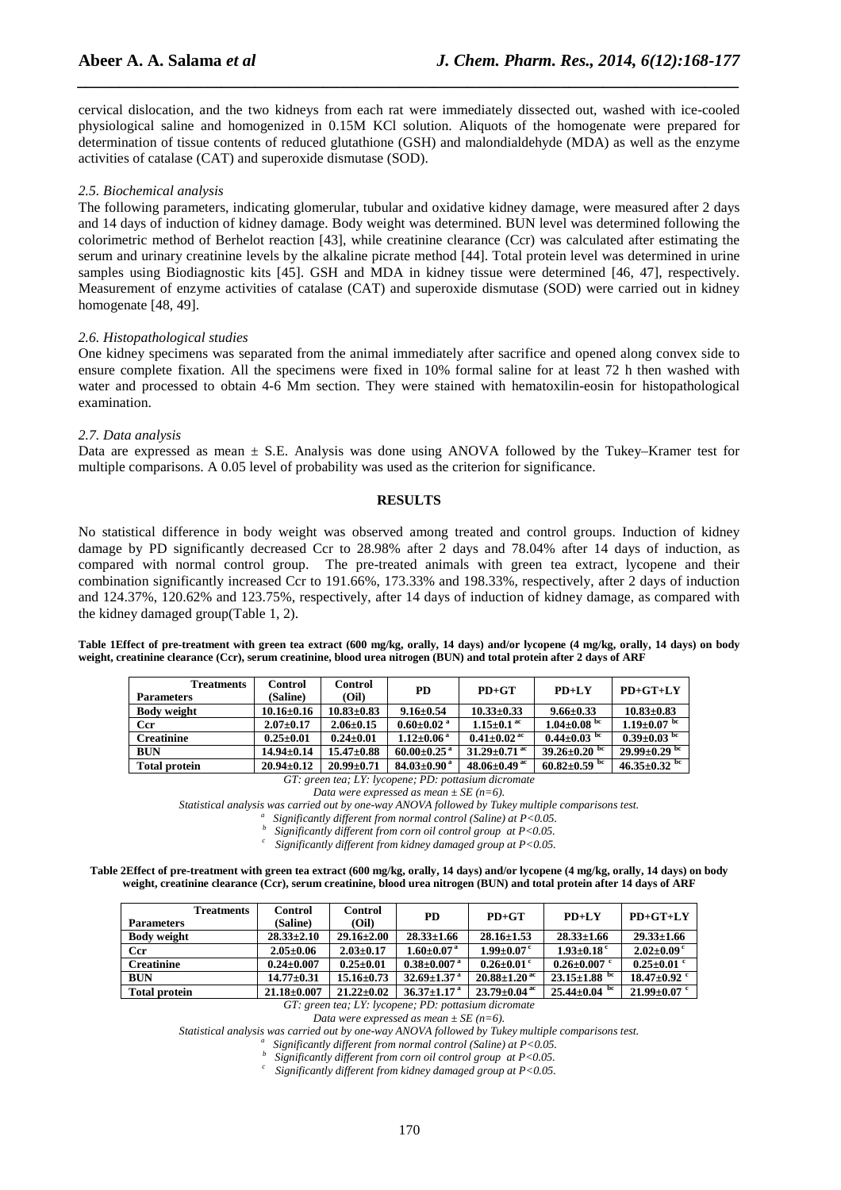cervical dislocation, and the two kidneys from each rat were immediately dissected out, washed with ice-cooled physiological saline and homogenized in 0.15M KCl solution. Aliquots of the homogenate were prepared for determination of tissue contents of reduced glutathione (GSH) and malondialdehyde (MDA) as well as the enzyme activities of catalase (CAT) and superoxide dismutase (SOD).

### *2.5. Biochemical analysis*

The following parameters, indicating glomerular, tubular and oxidative kidney damage, were measured after 2 days and 14 days of induction of kidney damage. Body weight was determined. BUN level was determined following the colorimetric method of Berhelot reaction [43], while creatinine clearance (Ccr) was calculated after estimating the serum and urinary creatinine levels by the alkaline picrate method [44]. Total protein level was determined in urine samples using Biodiagnostic kits [45]. GSH and MDA in kidney tissue were determined [46, 47], respectively. Measurement of enzyme activities of catalase (CAT) and superoxide dismutase (SOD) were carried out in kidney homogenate [48, 49].

### *2.6. Histopathological studies*

One kidney specimens was separated from the animal immediately after sacrifice and opened along convex side to ensure complete fixation. All the specimens were fixed in 10% formal saline for at least 72 h then washed with water and processed to obtain 4-6 Mm section. They were stained with hematoxilin-eosin for histopathological examination.

### *2.7. Data analysis*

Data are expressed as mean ± S.E. Analysis was done using ANOVA followed by the Tukey–Kramer test for multiple comparisons. A 0.05 level of probability was used as the criterion for significance.

## RESULTS

No statistical difference in body weight was observed among treated and control groups. Induction of kidney damage by PD significantly decreased Ccr to 28.98% after 2 days and 78.04% after 14 days of induction, as compared with normal control group. The pre-treated animals with green tea extract, lycopene and their combination significantly increased Ccr to 191.66%, 173.33% and 198.33%, respectively, after 2 days of induction and 124.37%, 120.62% and 123.75%, respectively, after 14 days of induction of kidney damage, as compared with the kidney damaged group(Table 1, 2).

**Table 1Effect of pre-treatment with green tea extract (600 mg/kg, orally, 14 days) and/or lycopene (4 mg/kg, orally, 14 days) on body weight, creatinine clearance (Ccr), serum creatinine, blood urea nitrogen (BUN) and total protein after 2 days of ARF**

| Parameters / Treatments | Control (Saline) | Control (Oil) | PD | PD+GT | PD+LY | PD+GT+LY |
|---|---|---|---|---|---|---|
| **Body weight** | 10.16±0.16 | 10.83±0.83 | 9.16±0.54 | 10.33±0.33 | 9.66±0.33 | 10.83±0.83 |
| **Ccr** | 2.07±0.17 | 2.06±0.15 | 0.60±0.02 [a] | 1.15±0.1 [ac] | 1.04±0.08 [bc] | 1.19±0.07 [bc] |
| **Creatinine** | 0.25±0.01 | 0.24±0.01 | 1.12±0.06 [a] | 0.41±0.02 [ac] | 0.44±0.03 [bc] | 0.39±0.03 [bc] |
| **BUN** | 14.94±0.14 | 15.47±0.88 | 60.00±0.25 [a] | 31.29±0.71 [ac] | 39.26±0.20 [bc] | 29.99±0.29 [bc] |
| **Total protein** | 20.94±0.12 | 20.99±0.71 | 84.03±0.90 [a] | 48.06±0.49 [ac] | 60.82±0.59 [bc] | 46.35±0.32 [bc] |

*GT: green tea; LY: lycopene; PD: pottasium dicromate*
*Data were expressed as mean ± SE (n=6).*
*Statistical analysis was carried out by one-way ANOVA followed by Tukey multiple comparisons test.*
*[a] Significantly different from normal control (Saline) at P<0.05.*
*[b] Significantly different from corn oil control group at P<0.05.*
*[c] Significantly different from kidney damaged group at P<0.05.*

**Table 2Effect of pre-treatment with green tea extract (600 mg/kg, orally, 14 days) and/or lycopene (4 mg/kg, orally, 14 days) on body weight, creatinine clearance (Ccr), serum creatinine, blood urea nitrogen (BUN) and total protein after 14 days of ARF**

| Parameters / Treatments | Control (Saline) | Control (Oil) | PD | PD+GT | PD+LY | PD+GT+LY |
|---|---|---|---|---|---|---|
| **Body weight** | 28.33±2.10 | 29.16±2.00 | 28.33±1.66 | 28.16±1.53 | 28.33±1.66 | 29.33±1.66 |
| **Ccr** | 2.05±0.06 | 2.03±0.17 | 1.60±0.07 [a] | 1.99±0.07 [c] | 1.93±0.18 [c] | 2.02±0.09 [c] |
| **Creatinine** | 0.24±0.007 | 0.25±0.01 | 0.38±0.007 [a] | 0.26±0.01 [c] | 0.26±0.007 [c] | 0.25±0.01 [c] |
| **BUN** | 14.77±0.31 | 15.16±0.73 | 32.69±1.37 [a] | 20.88±1.20 [ac] | 23.15±1.88 [bc] | 18.47±0.92 [c] |
| **Total protein** | 21.18±0.007 | 21.22±0.02 | 36.37±1.17 [a] | 23.79±0.04 [ac] | 25.44±0.04 [bc] | 21.99±0.07 [c] |

*GT: green tea; LY: lycopene; PD: pottasium dicromate*
*Data were expressed as mean ± SE (n=6).*
*Statistical analysis was carried out by one-way ANOVA followed by Tukey multiple comparisons test.*
*[a] Significantly different from normal control (Saline) at P<0.05.*
*[b] Significantly different from corn oil control group at P<0.05.*
*[c] Significantly different from kidney damaged group at P<0.05.*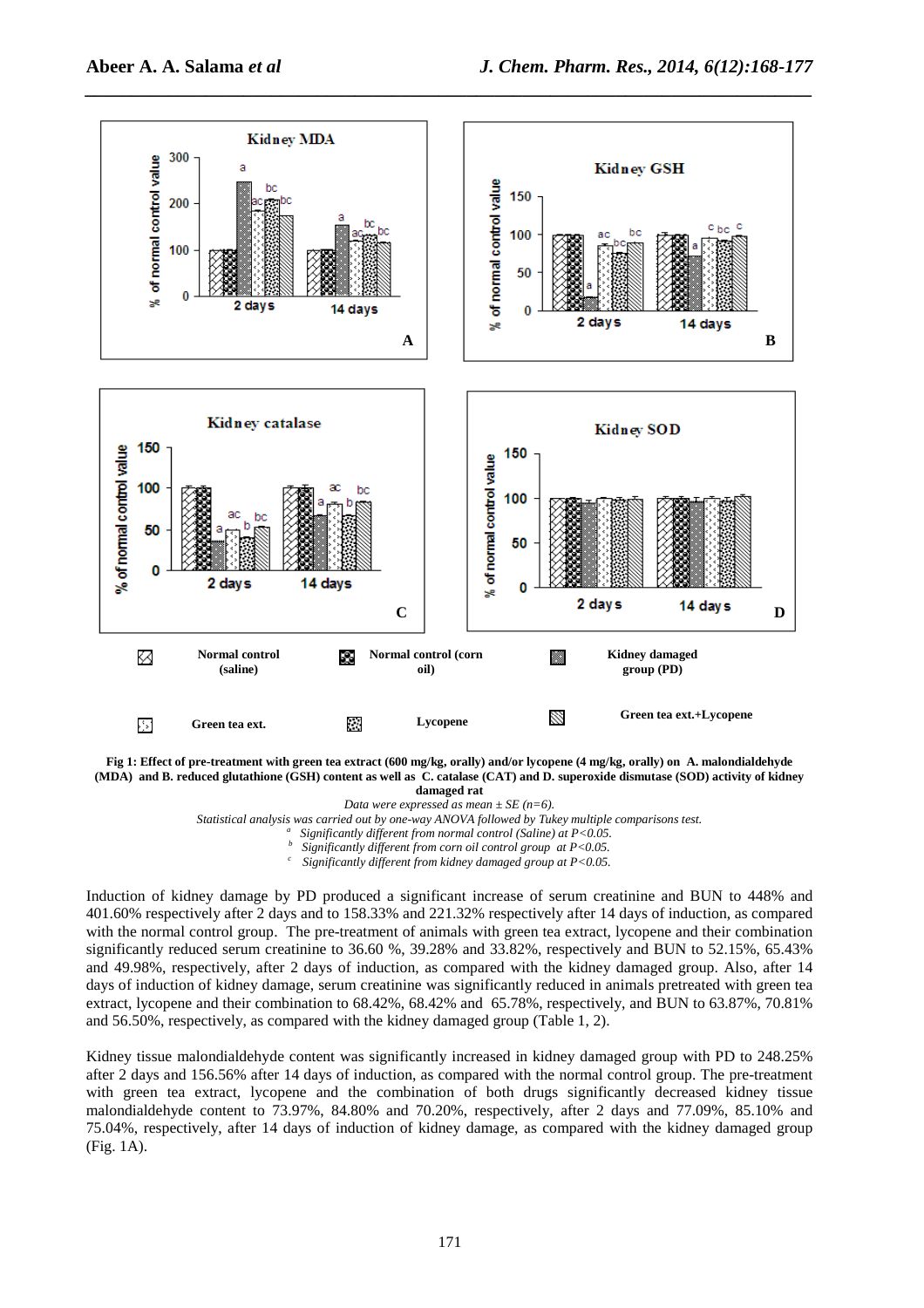Fig 1: Effect of pre-treatment with green tea extract (600 mg/kg, orally) and/or lycopene (4 mg/kg, orally) on A. malondialdehyde (MDA) and B. reduced glutathione (GSH) content as well as C. catalase (CAT) and D. superoxide dismutase (SOD) activity of kidney damaged rat

*Data were expressed as mean ± SE (n=6).*

*Statistical analysis was carried out by one-way ANOVA followed by Tukey multiple comparisons test.*

[a] *Significantly different from normal control (Saline) at P<0.05.*

[b] *Significantly different from corn oil control group at P<0.05.*

[c] *Significantly different from kidney damaged group at P<0.05.*

Induction of kidney damage by PD produced a significant increase of serum creatinine and BUN to 448% and 401.60% respectively after 2 days and to 158.33% and 221.32% respectively after 14 days of induction, as compared with the normal control group. The pre-treatment of animals with green tea extract, lycopene and their combination significantly reduced serum creatinine to 36.60 %, 39.28% and 33.82%, respectively and BUN to 52.15%, 65.43% and 49.98%, respectively, after 2 days of induction, as compared with the kidney damaged group. Also, after 14 days of induction of kidney damage, serum creatinine was significantly reduced in animals pretreated with green tea extract, lycopene and their combination to 68.42%, 68.42% and 65.78%, respectively, and BUN to 63.87%, 70.81% and 56.50%, respectively, as compared with the kidney damaged group (Table 1, 2).

Kidney tissue malondialdehyde content was significantly increased in kidney damaged group with PD to 248.25% after 2 days and 156.56% after 14 days of induction, as compared with the normal control group. The pre-treatment with green tea extract, lycopene and the combination of both drugs significantly decreased kidney tissue malondialdehyde content to 73.97%, 84.80% and 70.20%, respectively, after 2 days and 77.09%, 85.10% and 75.04%, respectively, after 14 days of induction of kidney damage, as compared with the kidney damaged group (Fig. 1A).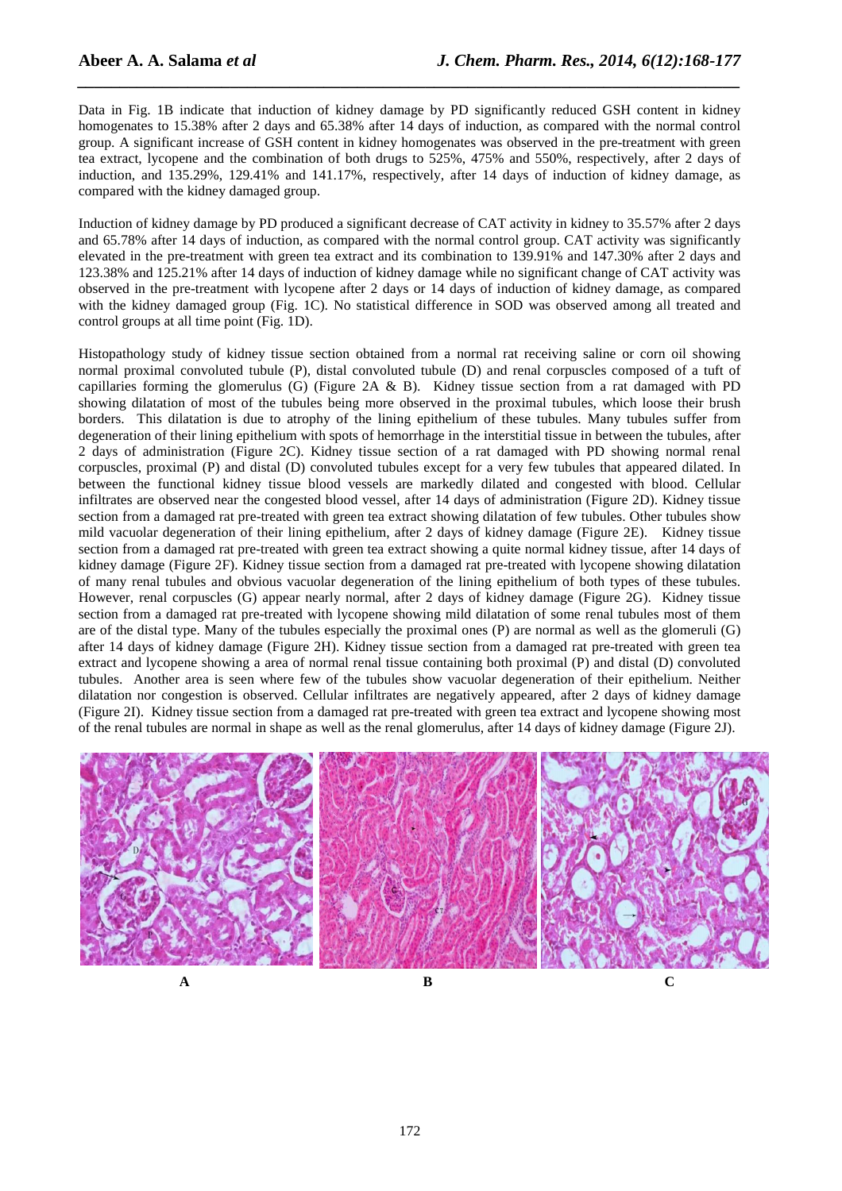Data in Fig. 1B indicate that induction of kidney damage by PD significantly reduced GSH content in kidney homogenates to 15.38% after 2 days and 65.38% after 14 days of induction, as compared with the normal control group. A significant increase of GSH content in kidney homogenates was observed in the pre-treatment with green tea extract, lycopene and the combination of both drugs to 525%, 475% and 550%, respectively, after 2 days of induction, and 135.29%, 129.41% and 141.17%, respectively, after 14 days of induction of kidney damage, as compared with the kidney damaged group.

Induction of kidney damage by PD produced a significant decrease of CAT activity in kidney to 35.57% after 2 days and 65.78% after 14 days of induction, as compared with the normal control group. CAT activity was significantly elevated in the pre-treatment with green tea extract and its combination to 139.91% and 147.30% after 2 days and 123.38% and 125.21% after 14 days of induction of kidney damage while no significant change of CAT activity was observed in the pre-treatment with lycopene after 2 days or 14 days of induction of kidney damage, as compared with the kidney damaged group (Fig. 1C). No statistical difference in SOD was observed among all treated and control groups at all time point (Fig. 1D).

Histopathology study of kidney tissue section obtained from a normal rat receiving saline or corn oil showing normal proximal convoluted tubule (P), distal convoluted tubule (D) and renal corpuscles composed of a tuft of capillaries forming the glomerulus (G) (Figure 2A & B). Kidney tissue section from a rat damaged with PD showing dilatation of most of the tubules being more observed in the proximal tubules, which loose their brush borders. This dilatation is due to atrophy of the lining epithelium of these tubules. Many tubules suffer from degeneration of their lining epithelium with spots of hemorrhage in the interstitial tissue in between the tubules, after 2 days of administration (Figure 2C). Kidney tissue section of a rat damaged with PD showing normal renal corpuscles, proximal (P) and distal (D) convoluted tubules except for a very few tubules that appeared dilated. In between the functional kidney tissue blood vessels are markedly dilated and congested with blood. Cellular infiltrates are observed near the congested blood vessel, after 14 days of administration (Figure 2D). Kidney tissue section from a damaged rat pre-treated with green tea extract showing dilatation of few tubules. Other tubules show mild vacuolar degeneration of their lining epithelium, after 2 days of kidney damage (Figure 2E). Kidney tissue section from a damaged rat pre-treated with green tea extract showing a quite normal kidney tissue, after 14 days of kidney damage (Figure 2F). Kidney tissue section from a damaged rat pre-treated with lycopene showing dilatation of many renal tubules and obvious vacuolar degeneration of the lining epithelium of both types of these tubules. However, renal corpuscles (G) appear nearly normal, after 2 days of kidney damage (Figure 2G). Kidney tissue section from a damaged rat pre-treated with lycopene showing mild dilatation of some renal tubules most of them are of the distal type. Many of the tubules especially the proximal ones (P) are normal as well as the glomeruli (G) after 14 days of kidney damage (Figure 2H). Kidney tissue section from a damaged rat pre-treated with green tea extract and lycopene showing a area of normal renal tissue containing both proximal (P) and distal (D) convoluted tubules. Another area is seen where few of the tubules show vacuolar degeneration of their epithelium. Neither dilatation nor congestion is observed. Cellular infiltrates are negatively appeared, after 2 days of kidney damage (Figure 2I). Kidney tissue section from a damaged rat pre-treated with green tea extract and lycopene showing most of the renal tubules are normal in shape as well as the renal glomerulus, after 14 days of kidney damage (Figure 2J).

A B C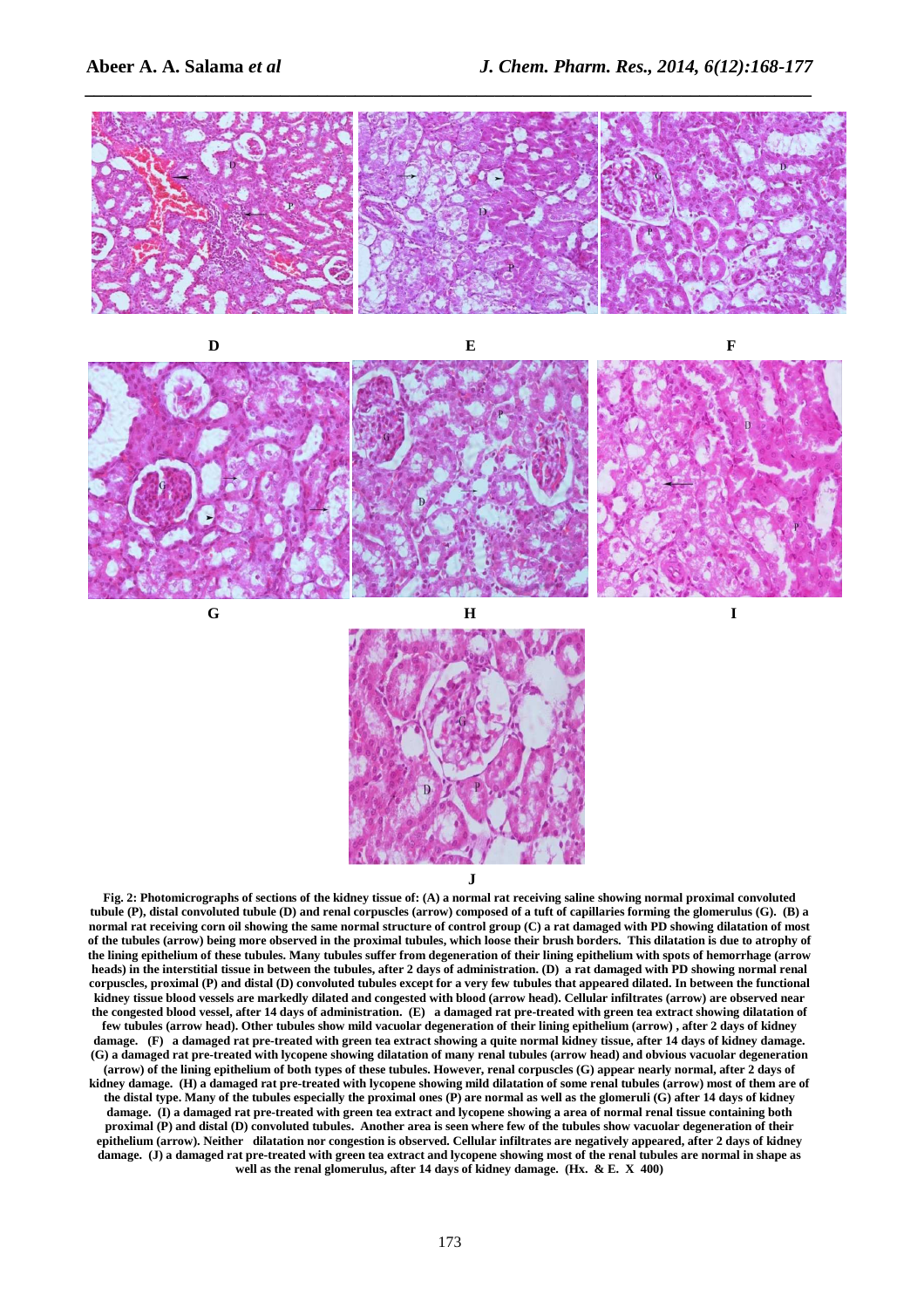D E F

G H I

J

**Fig. 2: Photomicrographs of sections of the kidney tissue of: (A) a normal rat receiving saline showing normal proximal convoluted tubule (P), distal convoluted tubule (D) and renal corpuscles (arrow) composed of a tuft of capillaries forming the glomerulus (G). (B) a normal rat receiving corn oil showing the same normal structure of control group (C) a rat damaged with PD showing dilatation of most of the tubules (arrow) being more observed in the proximal tubules, which loose their brush borders. This dilatation is due to atrophy of the lining epithelium of these tubules. Many tubules suffer from degeneration of their lining epithelium with spots of hemorrhage (arrow heads) in the interstitial tissue in between the tubules, after 2 days of administration. (D) a rat damaged with PD showing normal renal corpuscles, proximal (P) and distal (D) convoluted tubules except for a very few tubules that appeared dilated. In between the functional kidney tissue blood vessels are markedly dilated and congested with blood (arrow head). Cellular infiltrates (arrow) are observed near the congested blood vessel, after 14 days of administration. (E) a damaged rat pre-treated with green tea extract showing dilatation of few tubules (arrow head). Other tubules show mild vacuolar degeneration of their lining epithelium (arrow) , after 2 days of kidney damage. (F) a damaged rat pre-treated with green tea extract showing a quite normal kidney tissue, after 14 days of kidney damage. (G) a damaged rat pre-treated with lycopene showing dilatation of many renal tubules (arrow head) and obvious vacuolar degeneration (arrow) of the lining epithelium of both types of these tubules. However, renal corpuscles (G) appear nearly normal, after 2 days of kidney damage. (H) a damaged rat pre-treated with lycopene showing mild dilatation of some renal tubules (arrow) most of them are of the distal type. Many of the tubules especially the proximal ones (P) are normal as well as the glomeruli (G) after 14 days of kidney damage. (I) a damaged rat pre-treated with green tea extract and lycopene showing a area of normal renal tissue containing both proximal (P) and distal (D) convoluted tubules. Another area is seen where few of the tubules show vacuolar degeneration of their epithelium (arrow). Neither dilatation nor congestion is observed. Cellular infiltrates are negatively appeared, after 2 days of kidney damage. (J) a damaged rat pre-treated with green tea extract and lycopene showing most of the renal tubules are normal in shape as well as the renal glomerulus, after 14 days of kidney damage. (Hx. & E. X 400)**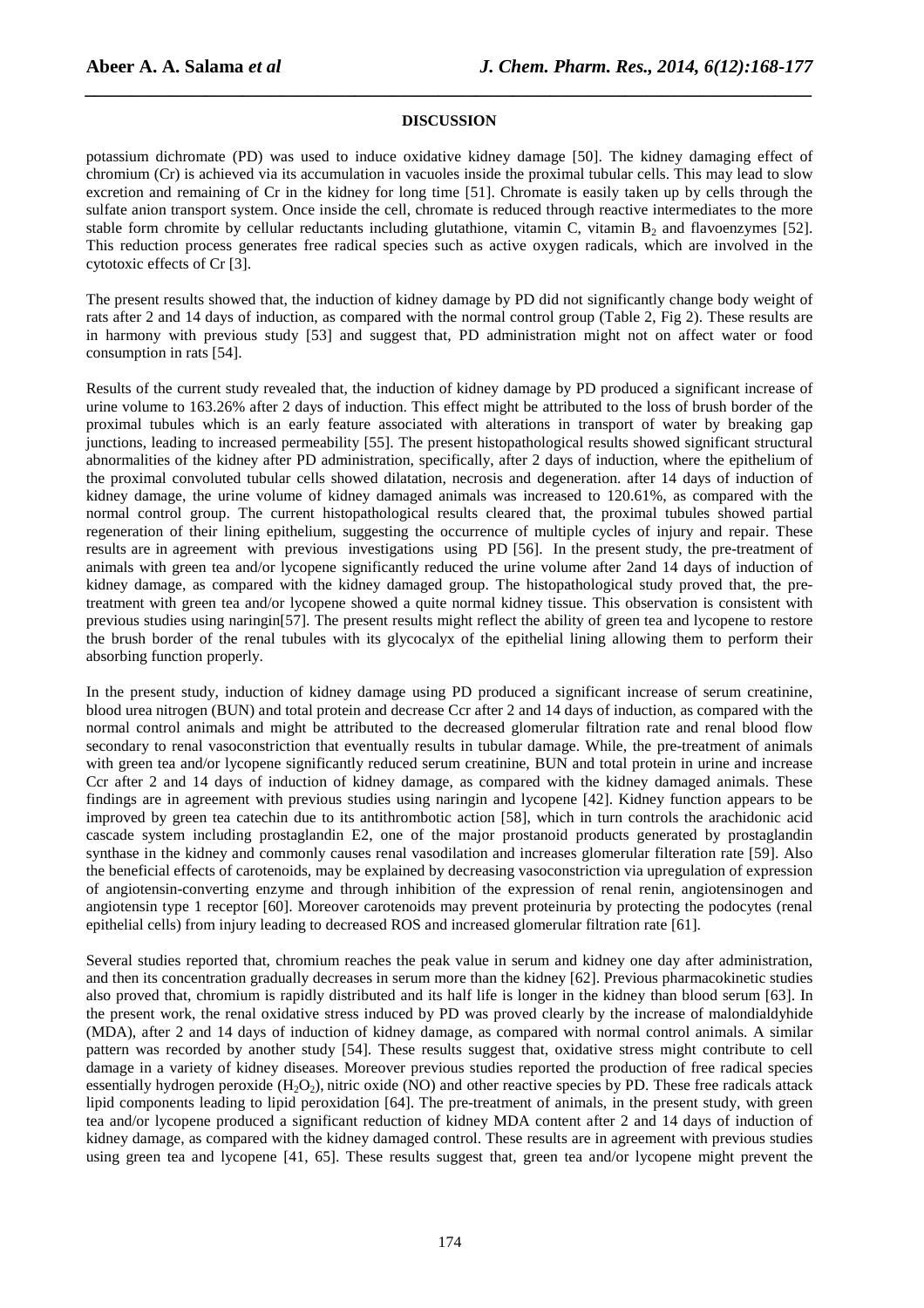## DISCUSSION

potassium dichromate (PD) was used to induce oxidative kidney damage [50]. The kidney damaging effect of chromium (Cr) is achieved via its accumulation in vacuoles inside the proximal tubular cells. This may lead to slow excretion and remaining of Cr in the kidney for long time [51]. Chromate is easily taken up by cells through the sulfate anion transport system. Once inside the cell, chromate is reduced through reactive intermediates to the more stable form chromite by cellular reductants including glutathione, vitamin C, vitamin $B_2$ and flavoenzymes [52]. This reduction process generates free radical species such as active oxygen radicals, which are involved in the cytotoxic effects of Cr [3].

The present results showed that, the induction of kidney damage by PD did not significantly change body weight of rats after 2 and 14 days of induction, as compared with the normal control group (Table 2, Fig 2). These results are in harmony with previous study [53] and suggest that, PD administration might not on affect water or food consumption in rats [54].

Results of the current study revealed that, the induction of kidney damage by PD produced a significant increase of urine volume to 163.26% after 2 days of induction. This effect might be attributed to the loss of brush border of the proximal tubules which is an early feature associated with alterations in transport of water by breaking gap junctions, leading to increased permeability [55]. The present histopathological results showed significant structural abnormalities of the kidney after PD administration, specifically, after 2 days of induction, where the epithelium of the proximal convoluted tubular cells showed dilatation, necrosis and degeneration. after 14 days of induction of kidney damage, the urine volume of kidney damaged animals was increased to 120.61%, as compared with the normal control group. The current histopathological results cleared that, the proximal tubules showed partial regeneration of their lining epithelium, suggesting the occurrence of multiple cycles of injury and repair. These results are in agreement with previous investigations using PD [56]. In the present study, the pre-treatment of animals with green tea and/or lycopene significantly reduced the urine volume after 2and 14 days of induction of kidney damage, as compared with the kidney damaged group. The histopathological study proved that, the pre-treatment with green tea and/or lycopene showed a quite normal kidney tissue. This observation is consistent with previous studies using naringin[57]. The present results might reflect the ability of green tea and lycopene to restore the brush border of the renal tubules with its glycocalyx of the epithelial lining allowing them to perform their absorbing function properly.

In the present study, induction of kidney damage using PD produced a significant increase of serum creatinine, blood urea nitrogen (BUN) and total protein and decrease Ccr after 2 and 14 days of induction, as compared with the normal control animals and might be attributed to the decreased glomerular filtration rate and renal blood flow secondary to renal vasoconstriction that eventually results in tubular damage. While, the pre-treatment of animals with green tea and/or lycopene significantly reduced serum creatinine, BUN and total protein in urine and increase Ccr after 2 and 14 days of induction of kidney damage, as compared with the kidney damaged animals. These findings are in agreement with previous studies using naringin and lycopene [42]. Kidney function appears to be improved by green tea catechin due to its antithrombotic action [58], which in turn controls the arachidonic acid cascade system including prostaglandin E2, one of the major prostanoid products generated by prostaglandin synthase in the kidney and commonly causes renal vasodilation and increases glomerular filteration rate [59]. Also the beneficial effects of carotenoids, may be explained by decreasing vasoconstriction via upregulation of expression of angiotensin-converting enzyme and through inhibition of the expression of renal renin, angiotensinogen and angiotensin type 1 receptor [60]. Moreover carotenoids may prevent proteinuria by protecting the podocytes (renal epithelial cells) from injury leading to decreased ROS and increased glomerular filtration rate [61].

Several studies reported that, chromium reaches the peak value in serum and kidney one day after administration, and then its concentration gradually decreases in serum more than the kidney [62]. Previous pharmacokinetic studies also proved that, chromium is rapidly distributed and its half life is longer in the kidney than blood serum [63]. In the present work, the renal oxidative stress induced by PD was proved clearly by the increase of malondialdyhide (MDA), after 2 and 14 days of induction of kidney damage, as compared with normal control animals. A similar pattern was recorded by another study [54]. These results suggest that, oxidative stress might contribute to cell damage in a variety of kidney diseases. Moreover previous studies reported the production of free radical species essentially hydrogen peroxide ($H_2O_2$), nitric oxide (NO) and other reactive species by PD. These free radicals attack lipid components leading to lipid peroxidation [64]. The pre-treatment of animals, in the present study, with green tea and/or lycopene produced a significant reduction of kidney MDA content after 2 and 14 days of induction of kidney damage, as compared with the kidney damaged control. These results are in agreement with previous studies using green tea and lycopene [41, 65]. These results suggest that, green tea and/or lycopene might prevent the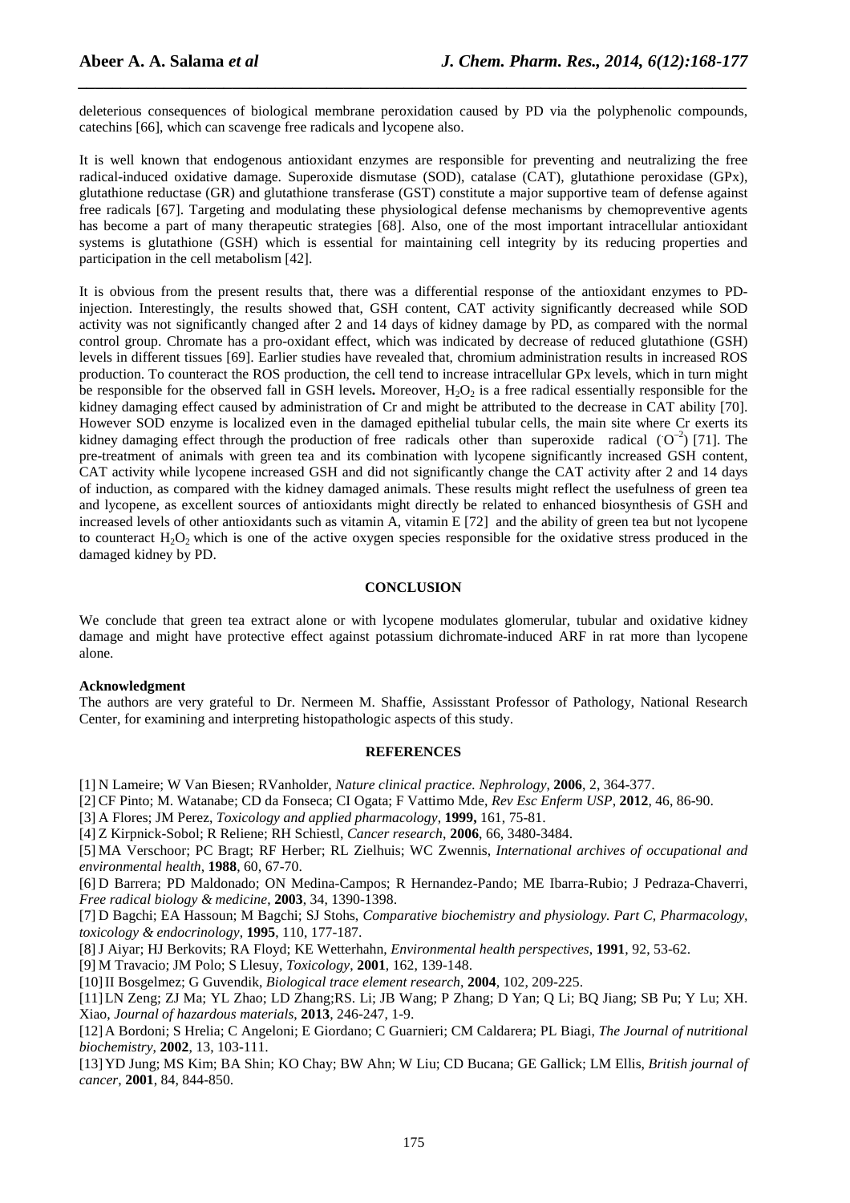deleterious consequences of biological membrane peroxidation caused by PD via the polyphenolic compounds, catechins [66], which can scavenge free radicals and lycopene also.

It is well known that endogenous antioxidant enzymes are responsible for preventing and neutralizing the free radical-induced oxidative damage. Superoxide dismutase (SOD), catalase (CAT), glutathione peroxidase (GPx), glutathione reductase (GR) and glutathione transferase (GST) constitute a major supportive team of defense against free radicals [67]. Targeting and modulating these physiological defense mechanisms by chemopreventive agents has become a part of many therapeutic strategies [68]. Also, one of the most important intracellular antioxidant systems is glutathione (GSH) which is essential for maintaining cell integrity by its reducing properties and participation in the cell metabolism [42].

It is obvious from the present results that, there was a differential response of the antioxidant enzymes to PD-injection. Interestingly, the results showed that, GSH content, CAT activity significantly decreased while SOD activity was not significantly changed after 2 and 14 days of kidney damage by PD, as compared with the normal control group. Chromate has a pro-oxidant effect, which was indicated by decrease of reduced glutathione (GSH) levels in different tissues [69]. Earlier studies have revealed that, chromium administration results in increased ROS production. To counteract the ROS production, the cell tend to increase intracellular GPx levels, which in turn might be responsible for the observed fall in GSH levels**.** Moreover, $H_2O_2$ is a free radical essentially responsible for the kidney damaging effect caused by administration of Cr and might be attributed to the decrease in CAT ability [70]. However SOD enzyme is localized even in the damaged epithelial tubular cells, the main site where Cr exerts its kidney damaging effect through the production of free radicals other than superoxide radical ($^{\cdot}O^{-2}$) [71]. The pre-treatment of animals with green tea and its combination with lycopene significantly increased GSH content, CAT activity while lycopene increased GSH and did not significantly change the CAT activity after 2 and 14 days of induction, as compared with the kidney damaged animals. These results might reflect the usefulness of green tea and lycopene, as excellent sources of antioxidants might directly be related to enhanced biosynthesis of GSH and increased levels of other antioxidants such as vitamin A, vitamin E [72] and the ability of green tea but not lycopene to counteract $H_2O_2$ which is one of the active oxygen species responsible for the oxidative stress produced in the damaged kidney by PD.

## CONCLUSION

We conclude that green tea extract alone or with lycopene modulates glomerular, tubular and oxidative kidney damage and might have protective effect against potassium dichromate-induced ARF in rat more than lycopene alone.

**Acknowledgment**

The authors are very grateful to Dr. Nermeen M. Shaffie, Assisstant Professor of Pathology, National Research Center, for examining and interpreting histopathologic aspects of this study.

## REFERENCES

[1] N Lameire; W Van Biesen; RVanholder, *Nature clinical practice. Nephrology*, **2006**, 2, 364-377.

[2] CF Pinto; M. Watanabe; CD da Fonseca; CI Ogata; F Vattimo Mde, *Rev Esc Enferm USP*, **2012**, 46, 86-90.

[3] A Flores; JM Perez, *Toxicology and applied pharmacology*, **1999,** 161, 75-81.

[4] Z Kirpnick-Sobol; R Reliene; RH Schiestl, *Cancer research*, **2006**, 66, 3480-3484.

[5] MA Verschoor; PC Bragt; RF Herber; RL Zielhuis; WC Zwennis, *International archives of occupational and environmental health*, **1988**, 60, 67-70.

[6] D Barrera; PD Maldonado; ON Medina-Campos; R Hernandez-Pando; ME Ibarra-Rubio; J Pedraza-Chaverri, *Free radical biology & medicine*, **2003**, 34, 1390-1398.

[7] D Bagchi; EA Hassoun; M Bagchi; SJ Stohs, *Comparative biochemistry and physiology. Part C, Pharmacology, toxicology & endocrinology*, **1995**, 110, 177-187.

[8] J Aiyar; HJ Berkovits; RA Floyd; KE Wetterhahn, *Environmental health perspectives*, **1991**, 92, 53-62.

[9] M Travacio; JM Polo; S Llesuy, *Toxicology*, **2001**, 162, 139-148.

[10] II Bosgelmez; G Guvendik, *Biological trace element research*, **2004**, 102, 209-225.

[11] LN Zeng; ZJ Ma; YL Zhao; LD Zhang;RS. Li; JB Wang; P Zhang; D Yan; Q Li; BQ Jiang; SB Pu; Y Lu; XH. Xiao, *Journal of hazardous materials*, **2013**, 246-247, 1-9.

[12] A Bordoni; S Hrelia; C Angeloni; E Giordano; C Guarnieri; CM Caldarera; PL Biagi, *The Journal of nutritional biochemistry*, **2002**, 13, 103-111.

[13] YD Jung; MS Kim; BA Shin; KO Chay; BW Ahn; W Liu; CD Bucana; GE Gallick; LM Ellis, *British journal of cancer*, **2001**, 84, 844-850.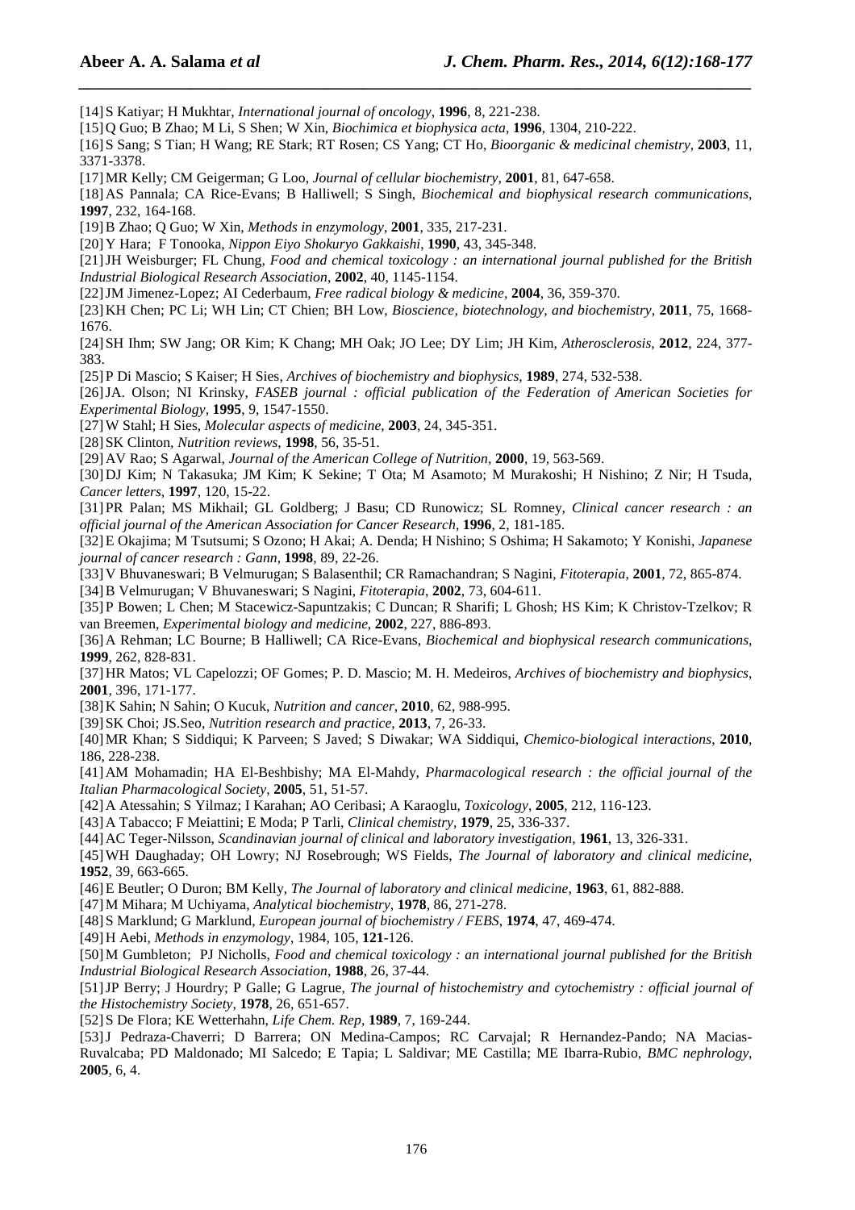[14] S Katiyar; H Mukhtar, *International journal of oncology*, **1996**, 8, 221-238.

[15] Q Guo; B Zhao; M Li, S Shen; W Xin, *Biochimica et biophysica acta*, **1996**, 1304, 210-222.

[16] S Sang; S Tian; H Wang; RE Stark; RT Rosen; CS Yang; CT Ho, *Bioorganic & medicinal chemistry*, **2003**, 11, 3371-3378.

[17] MR Kelly; CM Geigerman; G Loo, *Journal of cellular biochemistry*, **2001**, 81, 647-658.

[18] AS Pannala; CA Rice-Evans; B Halliwell; S Singh, *Biochemical and biophysical research communications*, **1997**, 232, 164-168.

[19] B Zhao; Q Guo; W Xin, *Methods in enzymology*, **2001**, 335, 217-231.

[20] Y Hara; F Tonooka, *Nippon Eiyo Shokuryo Gakkaishi*, **1990**, 43, 345-348.

[21] JH Weisburger; FL Chung, *Food and chemical toxicology : an international journal published for the British Industrial Biological Research Association*, **2002**, 40, 1145-1154.

[22] JM Jimenez-Lopez; AI Cederbaum, *Free radical biology & medicine*, **2004**, 36, 359-370.

[23] KH Chen; PC Li; WH Lin; CT Chien; BH Low, *Bioscience, biotechnology, and biochemistry*, **2011**, 75, 1668-1676.

[24] SH Ihm; SW Jang; OR Kim; K Chang; MH Oak; JO Lee; DY Lim; JH Kim, *Atherosclerosis*, **2012**, 224, 377-383.

[25] P Di Mascio; S Kaiser; H Sies, *Archives of biochemistry and biophysics*, **1989**, 274, 532-538.

[26] JA. Olson; NI Krinsky, *FASEB journal : official publication of the Federation of American Societies for Experimental Biology*, **1995**, 9, 1547-1550.

[27] W Stahl; H Sies, *Molecular aspects of medicine*, **2003**, 24, 345-351.

[28] SK Clinton, *Nutrition reviews*, **1998**, 56, 35-51.

[29] AV Rao; S Agarwal, *Journal of the American College of Nutrition*, **2000**, 19, 563-569.

[30] DJ Kim; N Takasuka; JM Kim; K Sekine; T Ota; M Asamoto; M Murakoshi; H Nishino; Z Nir; H Tsuda, *Cancer letters*, **1997**, 120, 15-22.

[31] PR Palan; MS Mikhail; GL Goldberg; J Basu; CD Runowicz; SL Romney, *Clinical cancer research : an official journal of the American Association for Cancer Research*, **1996**, 2, 181-185.

[32] E Okajima; M Tsutsumi; S Ozono; H Akai; A. Denda; H Nishino; S Oshima; H Sakamoto; Y Konishi, *Japanese journal of cancer research : Gann*, **1998**, 89, 22-26.

[33] V Bhuvaneswari; B Velmurugan; S Balasenthil; CR Ramachandran; S Nagini, *Fitoterapia*, **2001**, 72, 865-874.

[34] B Velmurugan; V Bhuvaneswari; S Nagini, *Fitoterapia*, **2002**, 73, 604-611.

[35] P Bowen; L Chen; M Stacewicz-Sapuntzakis; C Duncan; R Sharifi; L Ghosh; HS Kim; K Christov-Tzelkov; R van Breemen, *Experimental biology and medicine*, **2002**, 227, 886-893.

[36] A Rehman; LC Bourne; B Halliwell; CA Rice-Evans, *Biochemical and biophysical research communications*, **1999**, 262, 828-831.

[37] HR Matos; VL Capelozzi; OF Gomes; P. D. Mascio; M. H. Medeiros, *Archives of biochemistry and biophysics*, **2001**, 396, 171-177.

[38] K Sahin; N Sahin; O Kucuk, *Nutrition and cancer*, **2010**, 62, 988-995.

[39] SK Choi; JS.Seo, *Nutrition research and practice*, **2013**, 7, 26-33.

[40] MR Khan; S Siddiqui; K Parveen; S Javed; S Diwakar; WA Siddiqui, *Chemico-biological interactions*, **2010**, 186, 228-238.

[41] AM Mohamadin; HA El-Beshbishy; MA El-Mahdy, *Pharmacological research : the official journal of the Italian Pharmacological Society*, **2005**, 51, 51-57.

[42] A Atessahin; S Yilmaz; I Karahan; AO Ceribasi; A Karaoglu, *Toxicology*, **2005**, 212, 116-123.

[43] A Tabacco; F Meiattini; E Moda; P Tarli, *Clinical chemistry*, **1979**, 25, 336-337.

[44] AC Teger-Nilsson, *Scandinavian journal of clinical and laboratory investigation*, **1961**, 13, 326-331.

[45] WH Daughaday; OH Lowry; NJ Rosebrough; WS Fields, *The Journal of laboratory and clinical medicine*, **1952**, 39, 663-665.

[46] E Beutler; O Duron; BM Kelly, *The Journal of laboratory and clinical medicine*, **1963**, 61, 882-888.

[47] M Mihara; M Uchiyama, *Analytical biochemistry*, **1978**, 86, 271-278.

[48] S Marklund; G Marklund, *European journal of biochemistry / FEBS*, **1974**, 47, 469-474.

[49] H Aebi, *Methods in enzymology*, 1984, 105, **121**-126.

[50] M Gumbleton; PJ Nicholls, *Food and chemical toxicology : an international journal published for the British Industrial Biological Research Association*, **1988**, 26, 37-44.

[51] JP Berry; J Hourdry; P Galle; G Lagrue, *The journal of histochemistry and cytochemistry : official journal of the Histochemistry Society*, **1978**, 26, 651-657.

[52] S De Flora; KE Wetterhahn, *Life Chem. Rep*, **1989**, 7, 169-244.

[53] J Pedraza-Chaverri; D Barrera; ON Medina-Campos; RC Carvajal; R Hernandez-Pando; NA Macias-Ruvalcaba; PD Maldonado; MI Salcedo; E Tapia; L Saldivar; ME Castilla; ME Ibarra-Rubio, *BMC nephrology*, **2005**, 6, 4.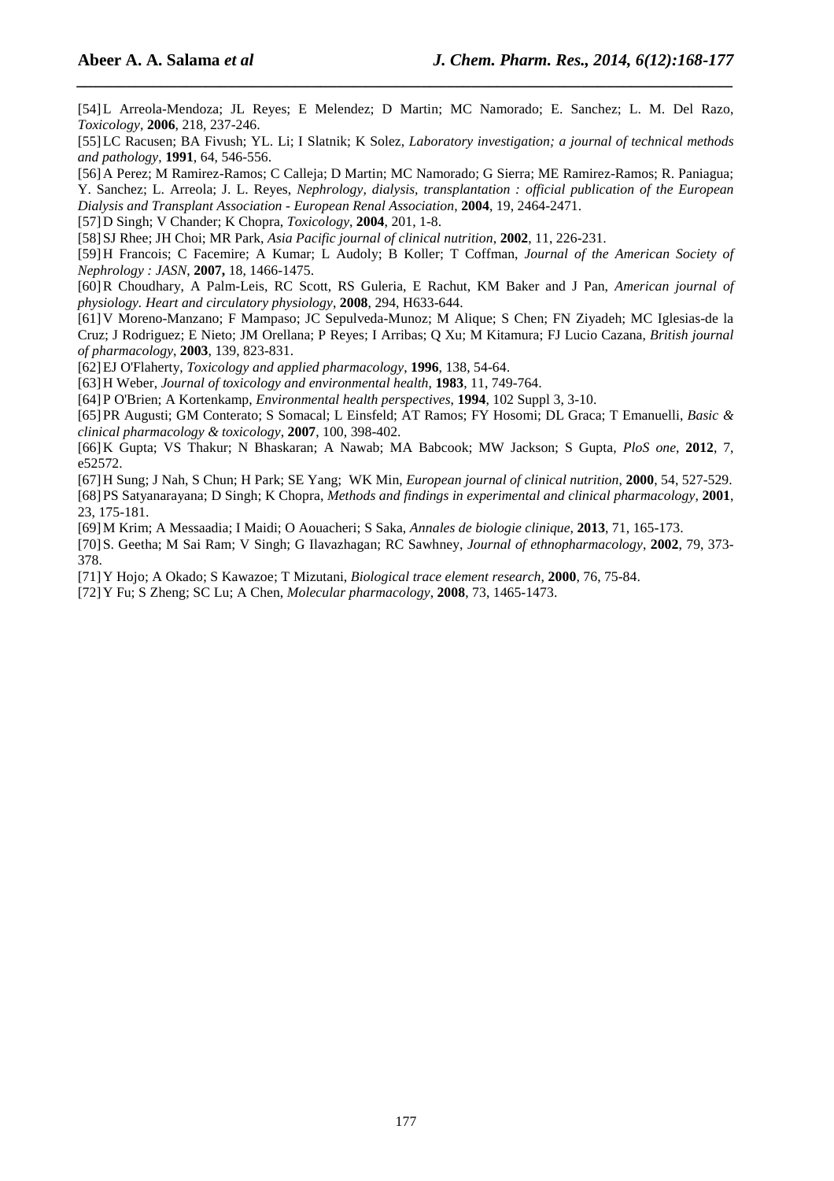[54] L Arreola-Mendoza; JL Reyes; E Melendez; D Martin; MC Namorado; E. Sanchez; L. M. Del Razo, *Toxicology*, **2006**, 218, 237-246.

[55] LC Racusen; BA Fivush; YL. Li; I Slatnik; K Solez, *Laboratory investigation; a journal of technical methods and pathology*, **1991**, 64, 546-556.

[56] A Perez; M Ramirez-Ramos; C Calleja; D Martin; MC Namorado; G Sierra; ME Ramirez-Ramos; R. Paniagua; Y. Sanchez; L. Arreola; J. L. Reyes, *Nephrology, dialysis, transplantation : official publication of the European Dialysis and Transplant Association - European Renal Association*, **2004**, 19, 2464-2471.

[57] D Singh; V Chander; K Chopra, *Toxicology*, **2004**, 201, 1-8.

[58] SJ Rhee; JH Choi; MR Park, *Asia Pacific journal of clinical nutrition*, **2002**, 11, 226-231.

[59] H Francois; C Facemire; A Kumar; L Audoly; B Koller; T Coffman, *Journal of the American Society of Nephrology : JASN*, **2007,** 18, 1466-1475.

[60] R Choudhary, A Palm-Leis, RC Scott, RS Guleria, E Rachut, KM Baker and J Pan, *American journal of physiology. Heart and circulatory physiology*, **2008**, 294, H633-644.

[61] V Moreno-Manzano; F Mampaso; JC Sepulveda-Munoz; M Alique; S Chen; FN Ziyadeh; MC Iglesias-de la Cruz; J Rodriguez; E Nieto; JM Orellana; P Reyes; I Arribas; Q Xu; M Kitamura; FJ Lucio Cazana, *British journal of pharmacology*, **2003**, 139, 823-831.

[62] EJ O'Flaherty, *Toxicology and applied pharmacology*, **1996**, 138, 54-64.

[63] H Weber, *Journal of toxicology and environmental health*, **1983**, 11, 749-764.

[64] P O'Brien; A Kortenkamp, *Environmental health perspectives*, **1994**, 102 Suppl 3, 3-10.

[65] PR Augusti; GM Conterato; S Somacal; L Einsfeld; AT Ramos; FY Hosomi; DL Graca; T Emanuelli, *Basic & clinical pharmacology & toxicology*, **2007**, 100, 398-402.

[66] K Gupta; VS Thakur; N Bhaskaran; A Nawab; MA Babcook; MW Jackson; S Gupta, *PloS one*, **2012**, 7, e52572.

[67] H Sung; J Nah, S Chun; H Park; SE Yang; WK Min, *European journal of clinical nutrition*, **2000**, 54, 527-529.

[68] PS Satyanarayana; D Singh; K Chopra, *Methods and findings in experimental and clinical pharmacology*, **2001**, 23, 175-181.

[69] M Krim; A Messaadia; I Maidi; O Aouacheri; S Saka, *Annales de biologie clinique*, **2013**, 71, 165-173.

[70] S. Geetha; M Sai Ram; V Singh; G Ilavazhagan; RC Sawhney, *Journal of ethnopharmacology*, **2002**, 79, 373-378.

[71] Y Hojo; A Okado; S Kawazoe; T Mizutani, *Biological trace element research*, **2000**, 76, 75-84.

[72] Y Fu; S Zheng; SC Lu; A Chen, *Molecular pharmacology*, **2008**, 73, 1465-1473.